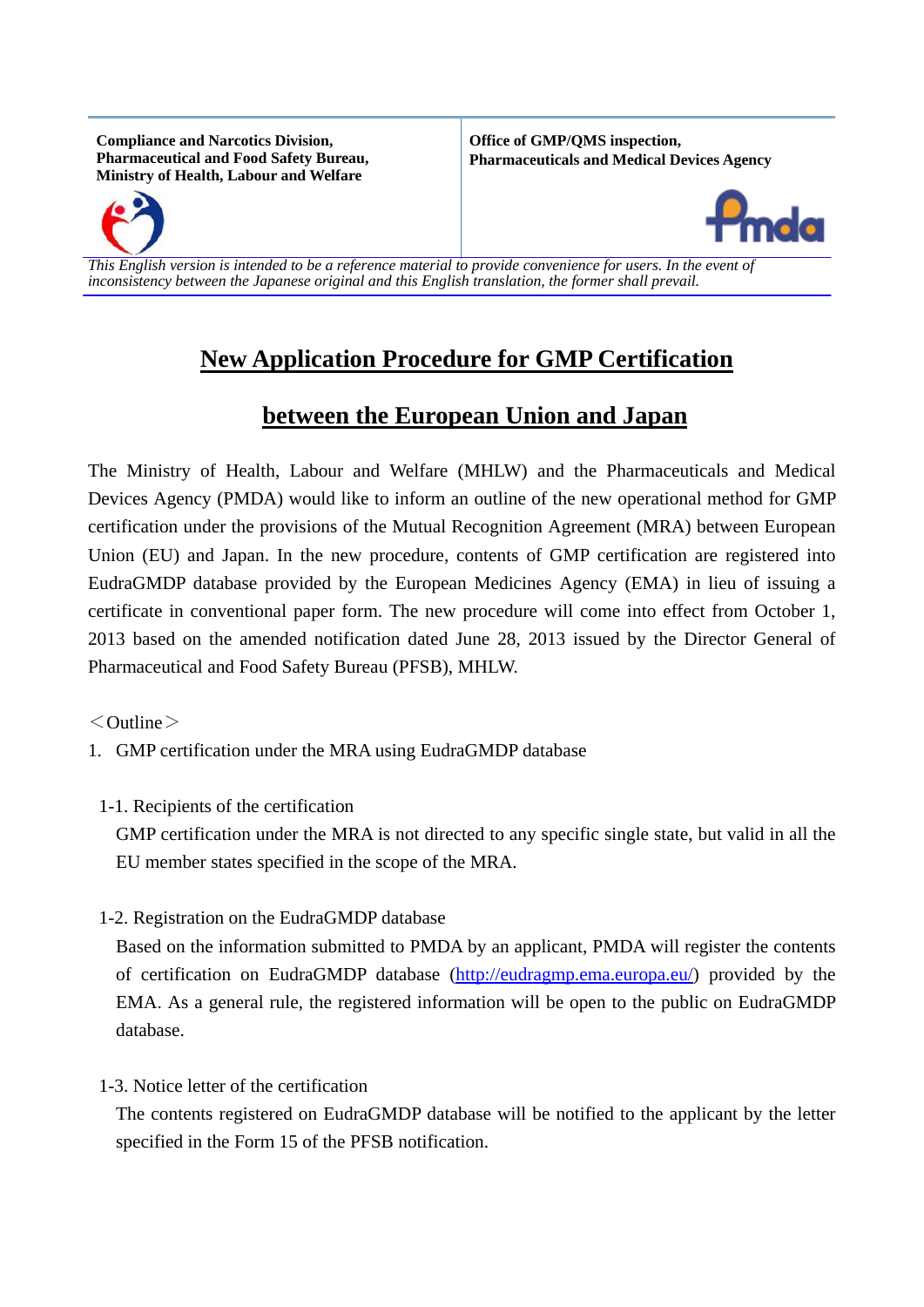| Compliance and Narcotics Division, Pharmaceutical and Food Safety Bureau, Ministry of Health, Labour and Welfare | Office of GMP/QMS inspection, Pharmaceuticals and Medical Devices Agency |
| --- | --- |

*This English version is intended to be a reference material to provide convenience for users. In the event of inconsistency between the Japanese original and this English translation, the former shall prevail.*

# New Application Procedure for GMP Certification between the European Union and Japan

The Ministry of Health, Labour and Welfare (MHLW) and the Pharmaceuticals and Medical Devices Agency (PMDA) would like to inform an outline of the new operational method for GMP certification under the provisions of the Mutual Recognition Agreement (MRA) between European Union (EU) and Japan. In the new procedure, contents of GMP certification are registered into EudraGMDP database provided by the European Medicines Agency (EMA) in lieu of issuing a certificate in conventional paper form. The new procedure will come into effect from October 1, 2013 based on the amended notification dated June 28, 2013 issued by the Director General of Pharmaceutical and Food Safety Bureau (PFSB), MHLW.

＜Outline＞

1. GMP certification under the MRA using EudraGMDP database

1-1. Recipients of the certification

GMP certification under the MRA is not directed to any specific single state, but valid in all the EU member states specified in the scope of the MRA.

1-2. Registration on the EudraGMDP database

Based on the information submitted to PMDA by an applicant, PMDA will register the contents of certification on EudraGMDP database (http://eudragmp.ema.europa.eu/) provided by the EMA. As a general rule, the registered information will be open to the public on EudraGMDP database.

1-3. Notice letter of the certification

The contents registered on EudraGMDP database will be notified to the applicant by the letter specified in the Form 15 of the PFSB notification.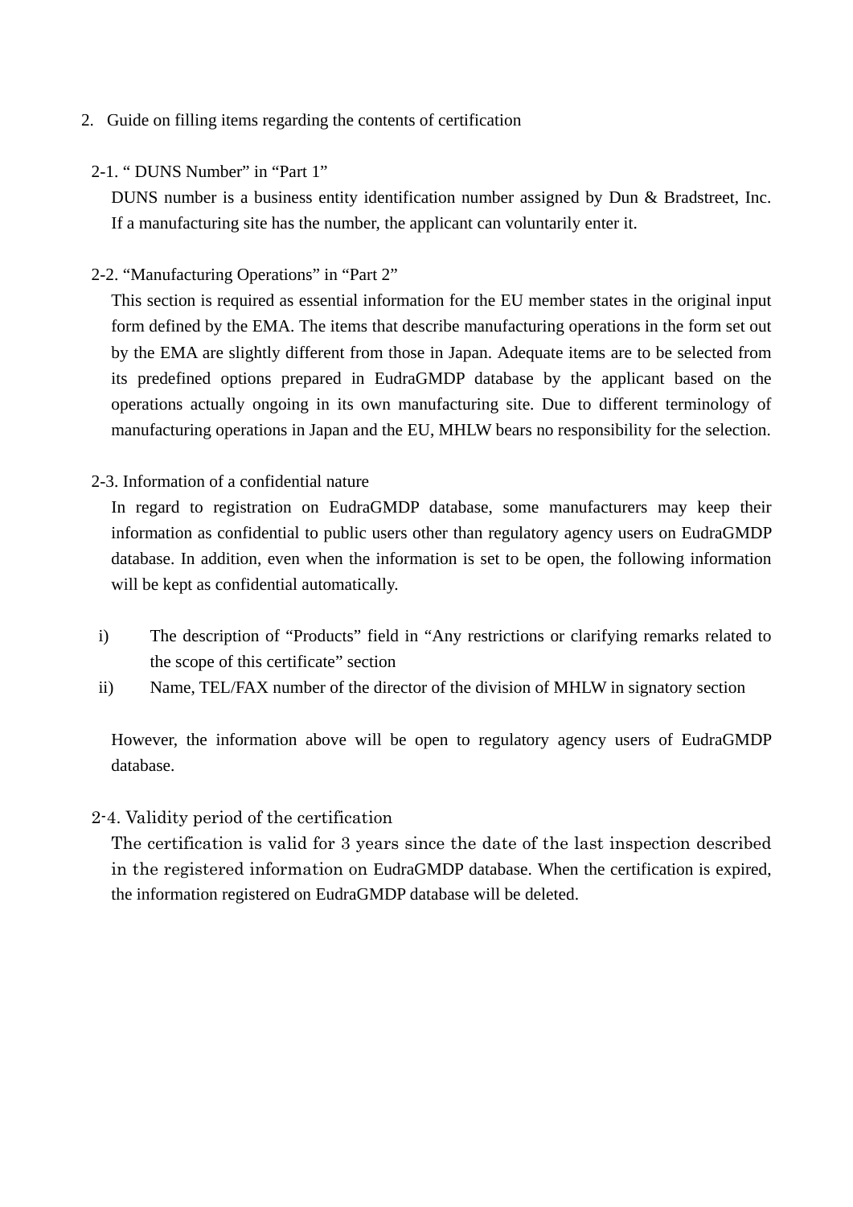## 2. Guide on filling items regarding the contents of certification

### 2-1. " DUNS Number" in "Part 1"

DUNS number is a business entity identification number assigned by Dun & Bradstreet, Inc. If a manufacturing site has the number, the applicant can voluntarily enter it.

### 2-2. "Manufacturing Operations" in "Part 2"

This section is required as essential information for the EU member states in the original input form defined by the EMA. The items that describe manufacturing operations in the form set out by the EMA are slightly different from those in Japan. Adequate items are to be selected from its predefined options prepared in EudraGMDP database by the applicant based on the operations actually ongoing in its own manufacturing site. Due to different terminology of manufacturing operations in Japan and the EU, MHLW bears no responsibility for the selection.

### 2-3. Information of a confidential nature

In regard to registration on EudraGMDP database, some manufacturers may keep their information as confidential to public users other than regulatory agency users on EudraGMDP database. In addition, even when the information is set to be open, the following information will be kept as confidential automatically.

i) The description of "Products" field in "Any restrictions or clarifying remarks related to the scope of this certificate" section

ii) Name, TEL/FAX number of the director of the division of MHLW in signatory section

However, the information above will be open to regulatory agency users of EudraGMDP database.

### 2-4. Validity period of the certification

The certification is valid for 3 years since the date of the last inspection described in the registered information on EudraGMDP database. When the certification is expired, the information registered on EudraGMDP database will be deleted.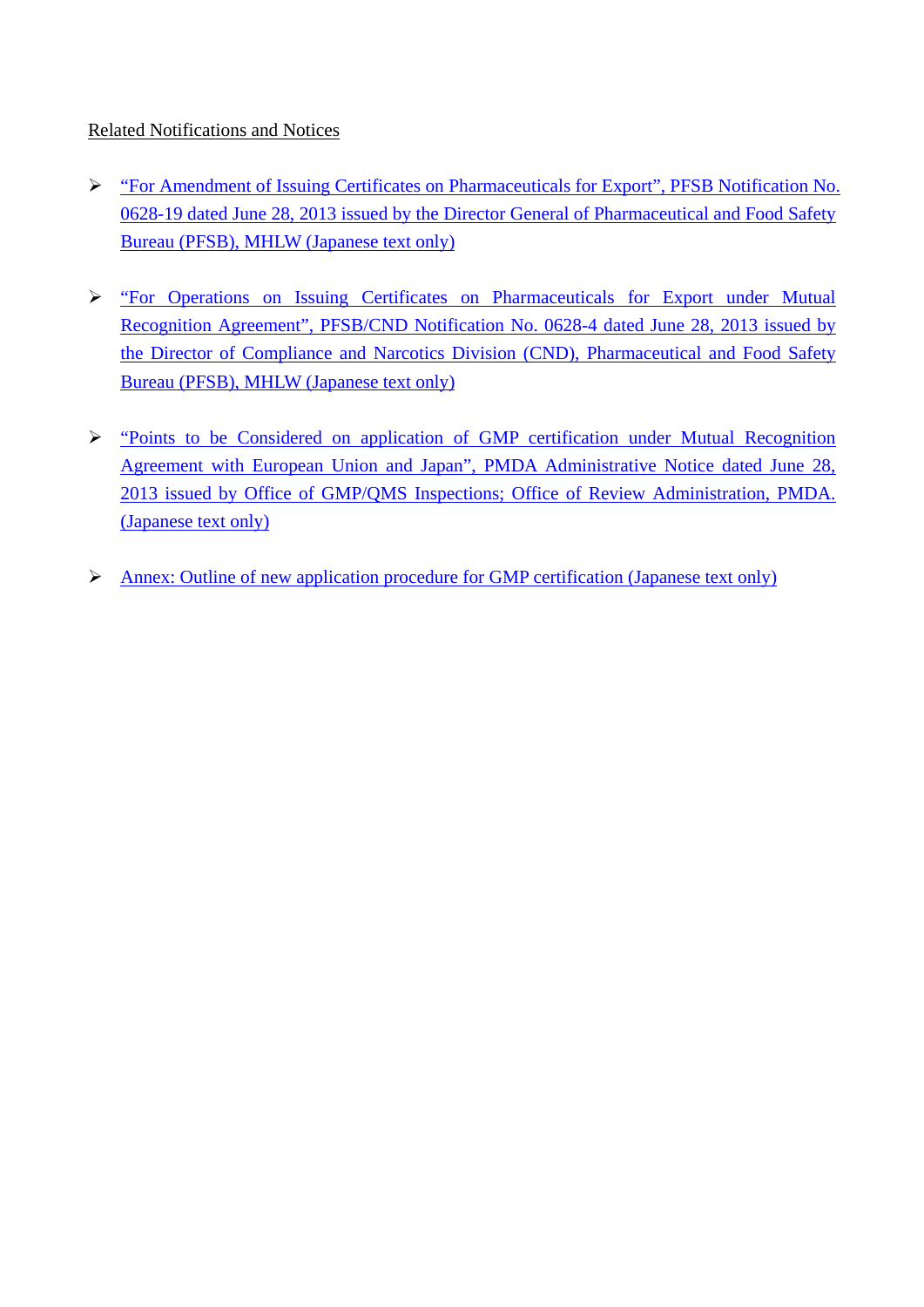Related Notifications and Notices

- “For Amendment of Issuing Certificates on Pharmaceuticals for Export”, PFSB Notification No. 0628-19 dated June 28, 2013 issued by the Director General of Pharmaceutical and Food Safety Bureau (PFSB), MHLW (Japanese text only)

- “For Operations on Issuing Certificates on Pharmaceuticals for Export under Mutual Recognition Agreement”, PFSB/CND Notification No. 0628-4 dated June 28, 2013 issued by the Director of Compliance and Narcotics Division (CND), Pharmaceutical and Food Safety Bureau (PFSB), MHLW (Japanese text only)

- “Points to be Considered on application of GMP certification under Mutual Recognition Agreement with European Union and Japan”, PMDA Administrative Notice dated June 28, 2013 issued by Office of GMP/QMS Inspections; Office of Review Administration, PMDA. (Japanese text only)

- Annex: Outline of new application procedure for GMP certification (Japanese text only)